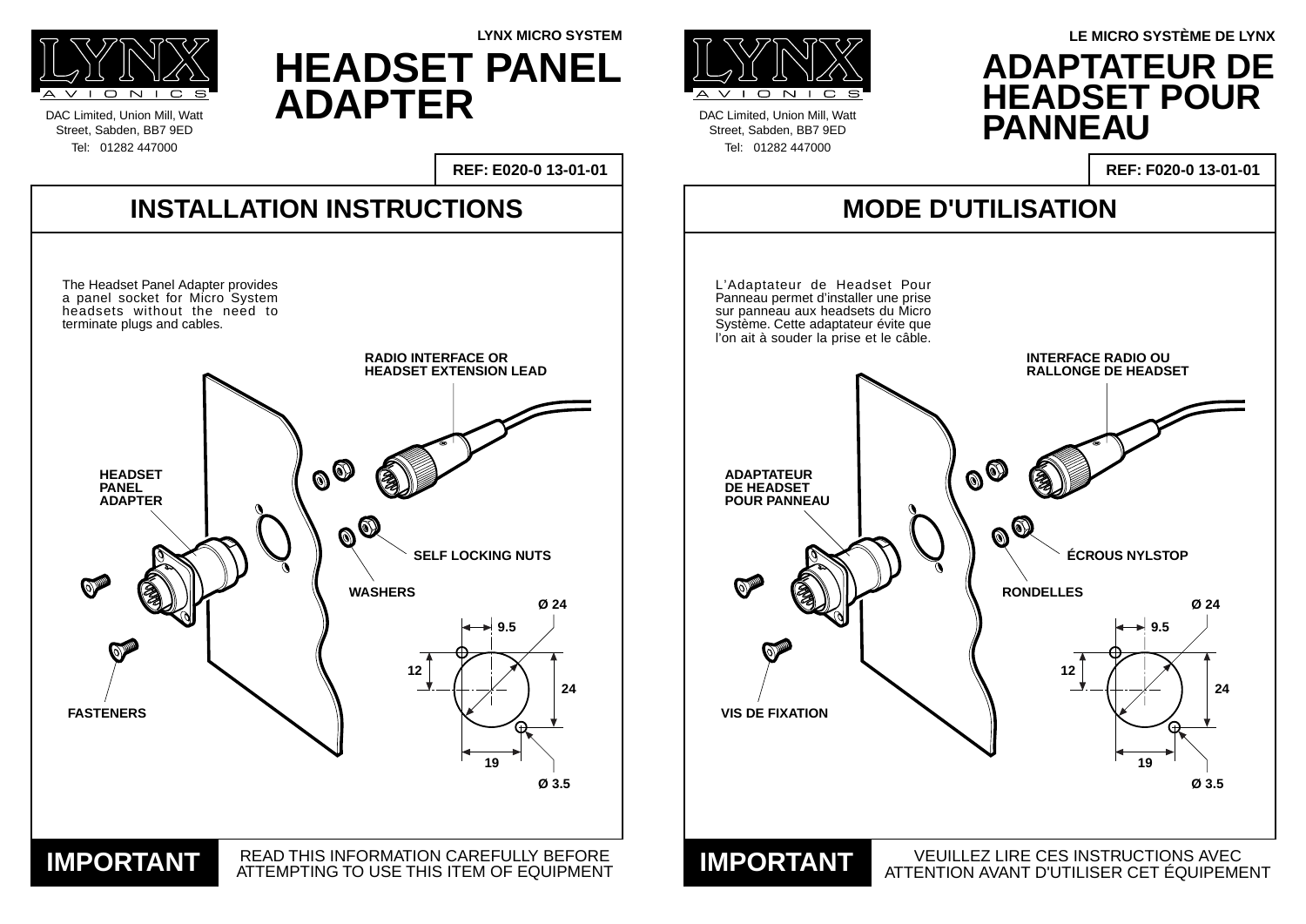# LYNX AVIONICS

DAC Limited, Union Mill, Watt Street, Sabden, BB7 9ED

Tel: 01282 447000

LYNX MICRO SYSTEM

# HEADSET PANEL ADAPTER

**REF: E020-0 13-01-01**

## INSTALLATION INSTRUCTIONS

The Headset Panel Adapter provides a panel socket for Micro System headsets without the need to terminate plugs and cables.

**RADIO INTERFACE OR HEADSET EXTENSION LEAD**

**HEADSET PANEL ADAPTER**

**SELF LOCKING NUTS**

**WASHERS**

**FASTENERS**

**Ø 24**

**9.5**

**12**

**24**

**19**

**Ø 3.5**

**IMPORTANT** READ THIS INFORMATION CAREFULLY BEFORE ATTEMPTING TO USE THIS ITEM OF EQUIPMENT

---

# LYNX AVIONICS

DAC Limited, Union Mill, Watt Street, Sabden, BB7 9ED

Tel: 01282 447000

LE MICRO SYSTÈME DE LYNX

# ADAPTATEUR DE HEADSET POUR PANNEAU

**REF: F020-0 13-01-01**

## MODE D'UTILISATION

L'Adaptateur de Headset Pour Panneau permet d'installer une prise sur panneau aux headsets du Micro Système. Cette adaptateur évite que l'on ait à souder la prise et le câble.

**INTERFACE RADIO OU RALLONGE DE HEADSET**

**ADAPTATEUR DE HEADSET POUR PANNEAU**

**ÉCROUS NYLSTOP**

**RONDELLES**

**VIS DE FIXATION**

**Ø 24**

**9.5**

**12**

**24**

**19**

**Ø 3.5**

**IMPORTANT** VEUILLEZ LIRE CES INSTRUCTIONS AVEC ATTENTION AVANT D'UTILISER CET ÉQUIPEMENT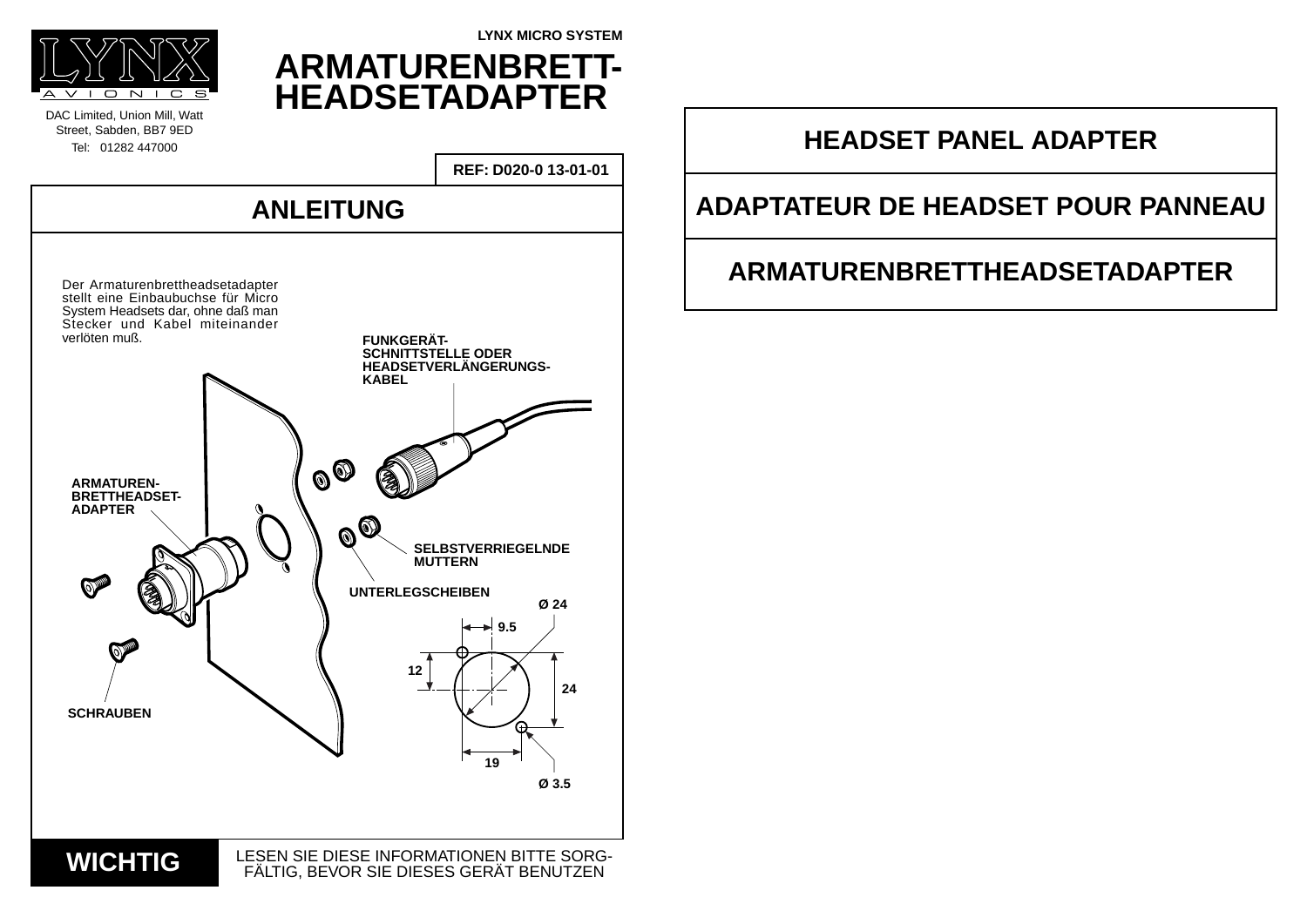DAC Limited, Union Mill, Watt Street, Sabden, BB7 9ED
Tel: 01282 447000

LYNX MICRO SYSTEM

# ARMATURENBRETT-HEADSETADAPTER

REF: D020-0 13-01-01

## ANLEITUNG

Der Armaturenbrettheadsetadapter stellt eine Einbaubuchse für Micro System Headsets dar, ohne daß man Stecker und Kabel miteinander verlöten muß.

FUNKGERÄT-SCHNITTSTELLE ODER HEADSETVERLÄNGERUNGS-KABEL

ARMATUREN-BRETTHEADSET-ADAPTER

SELBSTVERRIEGELNDE MUTTERN

UNTERLEGSCHEIBEN

SCHRAUBEN

Ø 24
9.5
12
24
19
Ø 3.5

**WICHTIG** LESEN SIE DIESE INFORMATIONEN BITTE SORGFÄLTIG, BEVOR SIE DIESES GERÄT BENUTZEN

| HEADSET PANEL ADAPTER |
|---|
| ADAPTATEUR DE HEADSET POUR PANNEAU |
| ARMATURENBRETTHEADSETADAPTER |